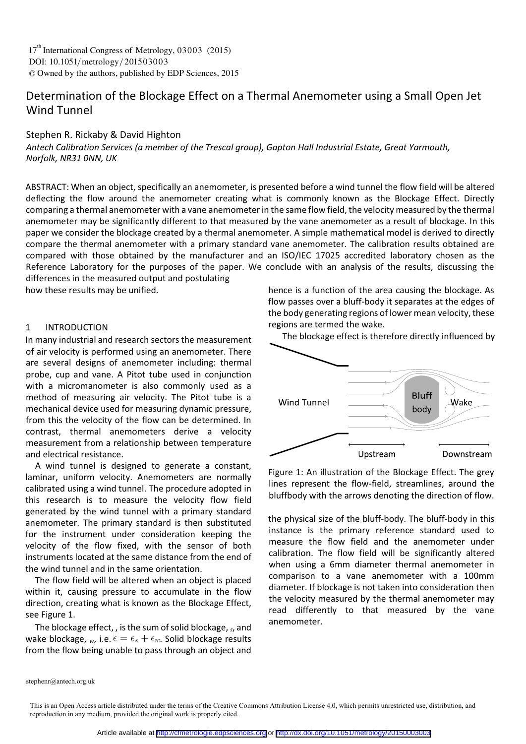# Determination of the Blockage Effect on a Thermal Anemometer using a Small Open Jet Wind Tunnel

Stephen R. Rickaby & David Highton

*Antech Calibration Services (a member of the Trescal group), Gapton Hall Industrial Estate, Great Yarmouth, Norfolk, NR31 0NN, UK*

ABSTRACT: When an object, specifically an anemometer, is presented before a wind tunnel the flow field will be altered deflecting the flow around the anemometer creating what is commonly known as the Blockage Effect. Directly comparing a thermal anemometer with a vane anemometer in the same flow field, the velocity measured by the thermal anemometer may be significantly different to that measured by the vane anemometer as a result of blockage. In this paper we consider the blockage created by a thermal anemometer. A simple mathematical model is derived to directly compare the thermal anemometer with a primary standard vane anemometer. The calibration results obtained are compared with those obtained by the manufacturer and an ISO/IEC 17025 accredited laboratory chosen as the Reference Laboratory for the purposes of the paper. We conclude with an analysis of the results, discussing the differences in the measured output and postulating how these results may be unified.

## 1 INTRODUCTION

In many industrial and research sectors the measurement of air velocity is performed using an anemometer. There are several designs of anemometer including: thermal probe, cup and vane. A Pitot tube used in conjunction with a micromanometer is also commonly used as a method of measuring air velocity. The Pitot tube is a mechanical device used for measuring dynamic pressure, from this the velocity of the flow can be determined. In contrast, thermal anemometers derive a velocity measurement from a relationship between temperature and electrical resistance.

A wind tunnel is designed to generate a constant, laminar, uniform velocity. Anemometers are normally calibrated using a wind tunnel. The procedure adopted in this research is to measure the velocity flow field generated by the wind tunnel with a primary standard anemometer. The primary standard is then substituted for the instrument under consideration keeping the velocity of the flow fixed, with the sensor of both instruments located at the same distance from the end of the wind tunnel and in the same orientation.

The flow field will be altered when an object is placed within it, causing pressure to accumulate in the flow direction, creating what is known as the Blockage Effect, see Figure 1.

The blockage effect, $\epsilon$, is the sum of solid blockage, $\epsilon_s$, and wake blockage, $\epsilon_w$, i.e. $\epsilon = \epsilon_s + \epsilon_w$. Solid blockage results from the flow being unable to pass through an object and hence is a function of the area causing the blockage. As flow passes over a bluff-body it separates at the edges of the body generating regions of lower mean velocity, these regions are termed the wake.

The blockage effect is therefore directly influenced by the physical size of the bluff-body. The bluff-body in this instance is the primary reference standard used to measure the flow field and the anemometer under calibration. The flow field will be significantly altered when using a 6mm diameter thermal anemometer in comparison to a vane anemometer with a 100mm diameter. If blockage is not taken into consideration then the velocity measured by the thermal anemometer may read differently to that measured by the vane anemometer.

Figure 1: An illustration of the Blockage Effect. The grey lines represent the flow-field, streamlines, around the bluffbody with the arrows denoting the direction of flow.

stephenr@antech.org.uk

This is an Open Access article distributed under the terms of the Creative Commons Attribution License 4.0, which permits unrestricted use, distribution, and reproduction in any medium, provided the original work is properly cited.

Article available at http://cfmetrologie.edpsciences.org or http://dx.doi.org/10.1051/metrology/201503003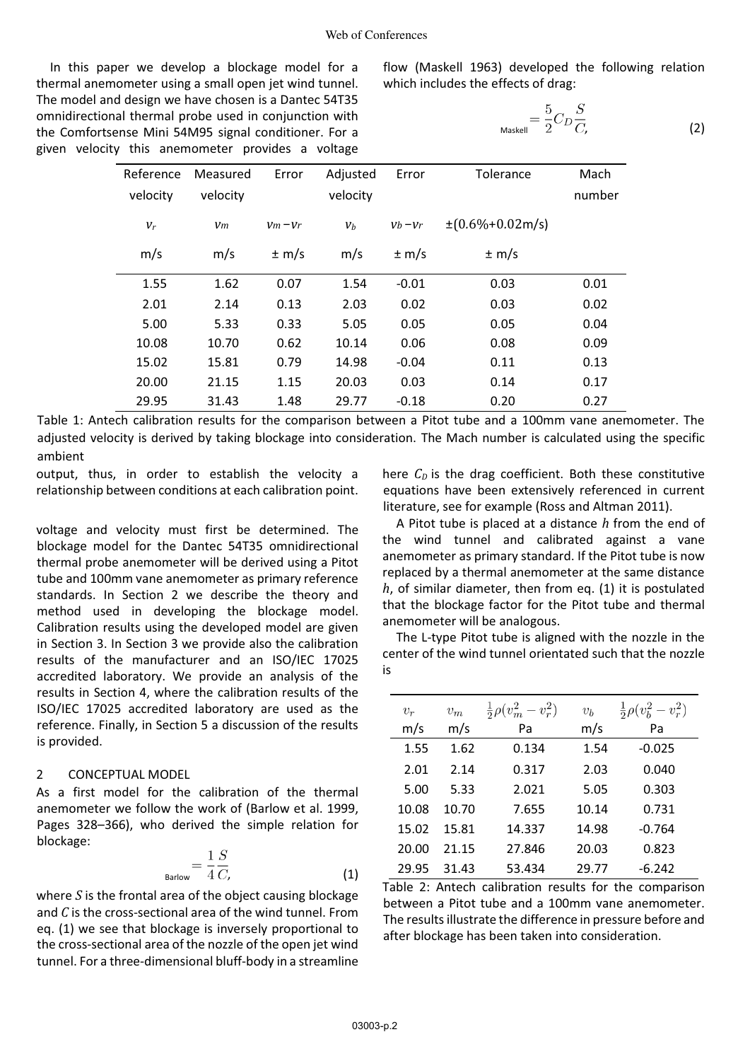In this paper we develop a blockage model for a thermal anemometer using a small open jet wind tunnel. The model and design we have chosen is a Dantec 54T35 omnidirectional thermal probe used in conjunction with the Comfortsense Mini 54M95 signal conditioner. For a given velocity this anemometer provides a voltage output, thus, in order to establish the velocity a relationship between conditions at each calibration point.

voltage and velocity must first be determined. The blockage model for the Dantec 54T35 omnidirectional thermal probe anemometer will be derived using a Pitot tube and 100mm vane anemometer as primary reference standards. In Section 2 we describe the theory and method used in developing the blockage model. Calibration results using the developed model are given in Section 3. In Section 3 we provide also the calibration results of the manufacturer and an ISO/IEC 17025 accredited laboratory. We provide an analysis of the results in Section 4, where the calibration results of the ISO/IEC 17025 accredited laboratory are used as the reference. Finally, in Section 5 a discussion of the results is provided.

| Reference velocity | Measured velocity | Error | Adjusted velocity | Error | Tolerance | Mach number |
|---|---|---|---|---|---|---|
| $v_r$ | $v_m$ | $v_m - v_r$ | $v_b$ | $v_b - v_r$ | ±(0.6%+0.02m/s) | |
| m/s | m/s | ± m/s | m/s | ± m/s | ± m/s | |
| 1.55 | 1.62 | 0.07 | 1.54 | -0.01 | 0.03 | 0.01 |
| 2.01 | 2.14 | 0.13 | 2.03 | 0.02 | 0.03 | 0.02 |
| 5.00 | 5.33 | 0.33 | 5.05 | 0.05 | 0.05 | 0.04 |
| 10.08 | 10.70 | 0.62 | 10.14 | 0.06 | 0.08 | 0.09 |
| 15.02 | 15.81 | 0.79 | 14.98 | -0.04 | 0.11 | 0.13 |
| 20.00 | 21.15 | 1.15 | 20.03 | 0.03 | 0.14 | 0.17 |
| 29.95 | 31.43 | 1.48 | 29.77 | -0.18 | 0.20 | 0.27 |

Table 1: Antech calibration results for the comparison between a Pitot tube and a 100mm vane anemometer. The adjusted velocity is derived by taking blockage into consideration. The Mach number is calculated using the specific ambient

## 2 CONCEPTUAL MODEL

As a first model for the calibration of the thermal anemometer we follow the work of (Barlow et al. 1999, Pages 328–366), who derived the simple relation for blockage:

$$_{\text{Barlow}} = \frac{1}{4}\frac{S}{C}, \tag{1}$$

where $S$ is the frontal area of the object causing blockage and $C$ is the cross-sectional area of the wind tunnel. From eq. (1) we see that blockage is inversely proportional to the cross-sectional area of the nozzle of the open jet wind tunnel. For a three-dimensional bluff-body in a streamline flow (Maskell 1963) developed the following relation which includes the effects of drag:

$$_{\text{Maskell}} = \frac{5}{2}C_D\frac{S}{C}, \tag{2}$$

here $C_D$ is the drag coefficient. Both these constitutive equations have been extensively referenced in current literature, see for example (Ross and Altman 2011).

A Pitot tube is placed at a distance $h$ from the end of the wind tunnel and calibrated against a vane anemometer as primary standard. If the Pitot tube is now replaced by a thermal anemometer at the same distance $h$, of similar diameter, then from eq. (1) it is postulated that the blockage factor for the Pitot tube and thermal anemometer will be analogous.

The L-type Pitot tube is aligned with the nozzle in the center of the wind tunnel orientated such that the nozzle is

| $v_r$ | $v_m$ | $\frac{1}{2}\rho(v_m^2 - v_r^2)$ | $v_b$ | $\frac{1}{2}\rho(v_b^2 - v_r^2)$ |
|---|---|---|---|---|
| m/s | m/s | Pa | m/s | Pa |
| 1.55 | 1.62 | 0.134 | 1.54 | -0.025 |
| 2.01 | 2.14 | 0.317 | 2.03 | 0.040 |
| 5.00 | 5.33 | 2.021 | 5.05 | 0.303 |
| 10.08 | 10.70 | 7.655 | 10.14 | 0.731 |
| 15.02 | 15.81 | 14.337 | 14.98 | -0.764 |
| 20.00 | 21.15 | 27.846 | 20.03 | 0.823 |
| 29.95 | 31.43 | 53.434 | 29.77 | -6.242 |

Table 2: Antech calibration results for the comparison between a Pitot tube and a 100mm vane anemometer. The results illustrate the difference in pressure before and after blockage has been taken into consideration.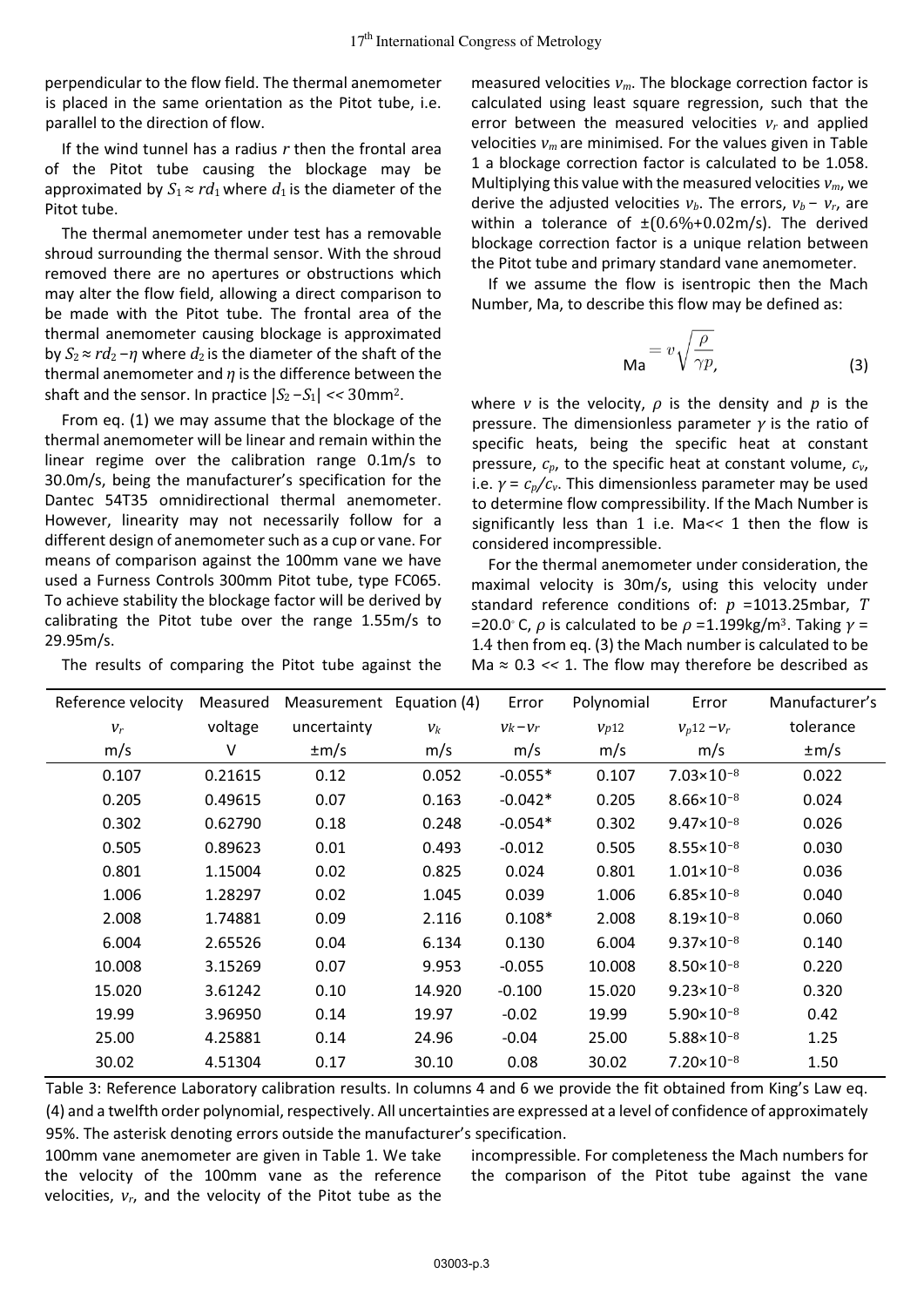perpendicular to the flow field. The thermal anemometer is placed in the same orientation as the Pitot tube, i.e. parallel to the direction of flow.

If the wind tunnel has a radius $r$ then the frontal area of the Pitot tube causing the blockage may be approximated by $S_1 \approx rd_1$ where $d_1$ is the diameter of the Pitot tube.

The thermal anemometer under test has a removable shroud surrounding the thermal sensor. With the shroud removed there are no apertures or obstructions which may alter the flow field, allowing a direct comparison to be made with the Pitot tube. The frontal area of the thermal anemometer causing blockage is approximated by $S_2 \approx rd_2 - \eta$ where $d_2$ is the diameter of the shaft of the thermal anemometer and $\eta$ is the difference between the shaft and the sensor. In practice $|S_2 - S_1| << 30\text{mm}^2$.

From eq. (1) we may assume that the blockage of the thermal anemometer will be linear and remain within the linear regime over the calibration range 0.1m/s to 30.0m/s, being the manufacturer's specification for the Dantec 54T35 omnidirectional thermal anemometer. However, linearity may not necessarily follow for a different design of anemometer such as a cup or vane. For means of comparison against the 100mm vane we have used a Furness Controls 300mm Pitot tube, type FC065. To achieve stability the blockage factor will be derived by calibrating the Pitot tube over the range 1.55m/s to 29.95m/s.

The results of comparing the Pitot tube against the 100mm vane anemometer are given in Table 1. We take the velocity of the 100mm vane as the reference velocities, $v_r$, and the velocity of the Pitot tube as the measured velocities $v_m$. The blockage correction factor is calculated using least square regression, such that the error between the measured velocities $v_r$ and applied velocities $v_m$ are minimised. For the values given in Table 1 a blockage correction factor is calculated to be 1.058. Multiplying this value with the measured velocities $v_m$, we derive the adjusted velocities $v_b$. The errors, $v_b - v_r$, are within a tolerance of $\pm(0.6\% + 0.02\text{m/s})$. The derived blockage correction factor is a unique relation between the Pitot tube and primary standard vane anemometer.

If we assume the flow is isentropic then the Mach Number, Ma, to describe this flow may be defined as:

$$\text{Ma} = v\sqrt{\frac{\rho}{\gamma p}}, \tag{3}$$

where $v$ is the velocity, $\rho$ is the density and $p$ is the pressure. The dimensionless parameter $\gamma$ is the ratio of specific heats, being the specific heat at constant pressure, $c_p$, to the specific heat at constant volume, $c_v$, i.e. $\gamma = c_p/c_v$. This dimensionless parameter may be used to determine flow compressibility. If the Mach Number is significantly less than 1 i.e. Ma<< 1 then the flow is considered incompressible.

For the thermal anemometer under consideration, the maximal velocity is 30m/s, using this velocity under standard reference conditions of: $p$ =1013.25mbar, $T$ =20.0°C, $\rho$ is calculated to be $\rho$ =1.199kg/m³. Taking $\gamma$ = 1.4 then from eq. (3) the Mach number is calculated to be Ma ≈ 0.3 << 1. The flow may therefore be described as incompressible. For completeness the Mach numbers for the comparison of the Pitot tube against the vane

| Reference velocity $v_r$ m/s | Measured voltage V | Measurement uncertainty ±m/s | Equation (4) $v_k$ m/s | Error $v_k - v_r$ m/s | Polynomial $v_{p12}$ m/s | Error $v_{p12} - v_r$ m/s | Manufacturer's tolerance ±m/s |
|---|---|---|---|---|---|---|---|
| 0.107 | 0.21615 | 0.12 | 0.052 | -0.055* | 0.107 | $7.03\times10^{-8}$ | 0.022 |
| 0.205 | 0.49615 | 0.07 | 0.163 | -0.042* | 0.205 | $8.66\times10^{-8}$ | 0.024 |
| 0.302 | 0.62790 | 0.18 | 0.248 | -0.054* | 0.302 | $9.47\times10^{-8}$ | 0.026 |
| 0.505 | 0.89623 | 0.01 | 0.493 | -0.012 | 0.505 | $8.55\times10^{-8}$ | 0.030 |
| 0.801 | 1.15004 | 0.02 | 0.825 | 0.024 | 0.801 | $1.01\times10^{-8}$ | 0.036 |
| 1.006 | 1.28297 | 0.02 | 1.045 | 0.039 | 1.006 | $6.85\times10^{-8}$ | 0.040 |
| 2.008 | 1.74881 | 0.09 | 2.116 | 0.108* | 2.008 | $8.19\times10^{-8}$ | 0.060 |
| 6.004 | 2.65526 | 0.04 | 6.134 | 0.130 | 6.004 | $9.37\times10^{-8}$ | 0.140 |
| 10.008 | 3.15269 | 0.07 | 9.953 | -0.055 | 10.008 | $8.50\times10^{-8}$ | 0.220 |
| 15.020 | 3.61242 | 0.10 | 14.920 | -0.100 | 15.020 | $9.23\times10^{-8}$ | 0.320 |
| 19.99 | 3.96950 | 0.14 | 19.97 | -0.02 | 19.99 | $5.90\times10^{-8}$ | 0.42 |
| 25.00 | 4.25881 | 0.14 | 24.96 | -0.04 | 25.00 | $5.88\times10^{-8}$ | 1.25 |
| 30.02 | 4.51304 | 0.17 | 30.10 | 0.08 | 30.02 | $7.20\times10^{-8}$ | 1.50 |

Table 3: Reference Laboratory calibration results. In columns 4 and 6 we provide the fit obtained from King's Law eq. (4) and a twelfth order polynomial, respectively. All uncertainties are expressed at a level of confidence of approximately 95%. The asterisk denoting errors outside the manufacturer's specification.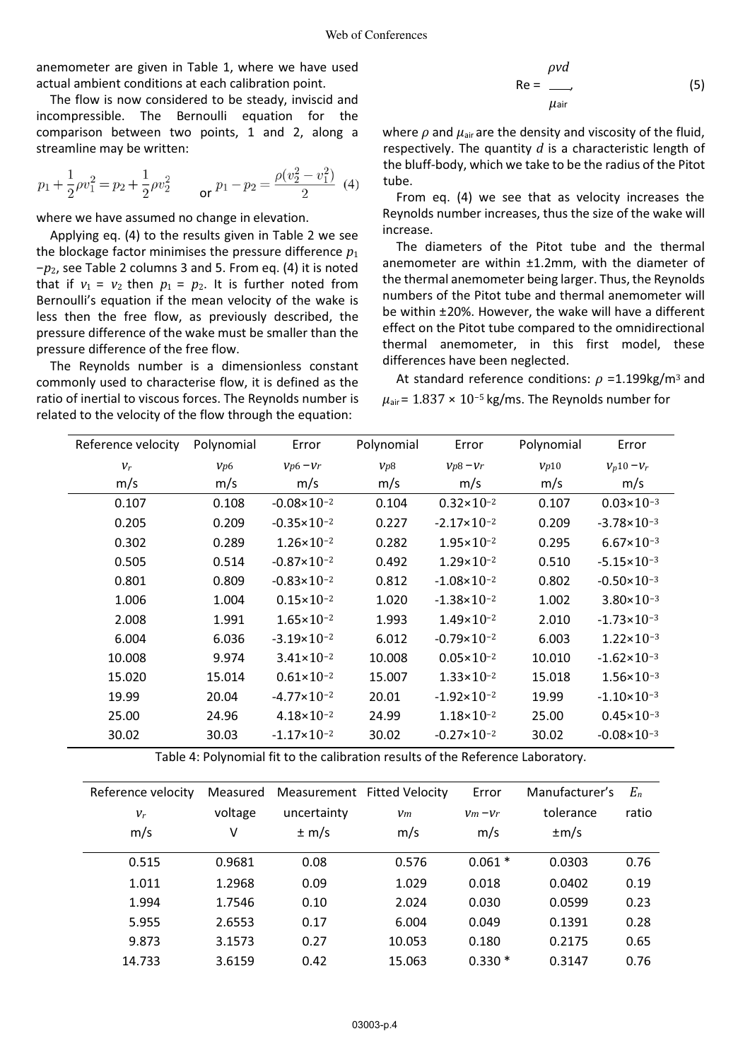anemometer are given in Table 1, where we have used actual ambient conditions at each calibration point.

The flow is now considered to be steady, inviscid and incompressible. The Bernoulli equation for the comparison between two points, 1 and 2, along a streamline may be written:

$$p_1 + \frac{1}{2}\rho v_1^2 = p_2 + \frac{1}{2}\rho v_2^2 \qquad \text{or } p_1 - p_2 = \frac{\rho(v_2^2 - v_1^2)}{2} \quad (4)$$

where we have assumed no change in elevation.

Applying eq. (4) to the results given in Table 2 we see the blockage factor minimises the pressure difference $p_1 - p_2$, see Table 2 columns 3 and 5. From eq. (4) it is noted that if $v_1 = v_2$ then $p_1 = p_2$. It is further noted from Bernoulli's equation if the mean velocity of the wake is less then the free flow, as previously described, the pressure difference of the wake must be smaller than the pressure difference of the free flow.

The Reynolds number is a dimensionless constant commonly used to characterise flow, it is defined as the ratio of inertial to viscous forces. The Reynolds number is related to the velocity of the flow through the equation:

$$\text{Re} = \frac{\rho v d}{\mu_{\text{air}}}, \quad (5)$$

where $\rho$ and $\mu_{\text{air}}$ are the density and viscosity of the fluid, respectively. The quantity $d$ is a characteristic length of the bluff-body, which we take to be the radius of the Pitot tube.

From eq. (4) we see that as velocity increases the Reynolds number increases, thus the size of the wake will increase.

The diameters of the Pitot tube and the thermal anemometer are within ±1.2mm, with the diameter of the thermal anemometer being larger. Thus, the Reynolds numbers of the Pitot tube and thermal anemometer will be within ±20%. However, the wake will have a different effect on the Pitot tube compared to the omnidirectional thermal anemometer, in this first model, these differences have been neglected.

At standard reference conditions: $\rho$ =1.199kg/m$^3$ and $\mu_{\text{air}} = 1.837 \times 10^{-5}$ kg/ms. The Reynolds number for

| Reference velocity $v_r$ m/s | Polynomial $v_{p6}$ m/s | Error $v_{p6} - v_r$ m/s | Polynomial $v_{p8}$ m/s | Error $v_{p8} - v_r$ m/s | Polynomial $v_{p10}$ m/s | Error $v_{p10} - v_r$ m/s |
|---|---|---|---|---|---|---|
| 0.107 | 0.108 | $-0.08\times10^{-2}$ | 0.104 | $0.32\times10^{-2}$ | 0.107 | $0.03\times10^{-3}$ |
| 0.205 | 0.209 | $-0.35\times10^{-2}$ | 0.227 | $-2.17\times10^{-2}$ | 0.209 | $-3.78\times10^{-3}$ |
| 0.302 | 0.289 | $1.26\times10^{-2}$ | 0.282 | $1.95\times10^{-2}$ | 0.295 | $6.67\times10^{-3}$ |
| 0.505 | 0.514 | $-0.87\times10^{-2}$ | 0.492 | $1.29\times10^{-2}$ | 0.510 | $-5.15\times10^{-3}$ |
| 0.801 | 0.809 | $-0.83\times10^{-2}$ | 0.812 | $-1.08\times10^{-2}$ | 0.802 | $-0.50\times10^{-3}$ |
| 1.006 | 1.004 | $0.15\times10^{-2}$ | 1.020 | $-1.38\times10^{-2}$ | 1.002 | $3.80\times10^{-3}$ |
| 2.008 | 1.991 | $1.65\times10^{-2}$ | 1.993 | $1.49\times10^{-2}$ | 2.010 | $-1.73\times10^{-3}$ |
| 6.004 | 6.036 | $-3.19\times10^{-2}$ | 6.012 | $-0.79\times10^{-2}$ | 6.003 | $1.22\times10^{-3}$ |
| 10.008 | 9.974 | $3.41\times10^{-2}$ | 10.008 | $0.05\times10^{-2}$ | 10.010 | $-1.62\times10^{-3}$ |
| 15.020 | 15.014 | $0.61\times10^{-2}$ | 15.007 | $1.33\times10^{-2}$ | 15.018 | $1.56\times10^{-3}$ |
| 19.99 | 20.04 | $-4.77\times10^{-2}$ | 20.01 | $-1.92\times10^{-2}$ | 19.99 | $-1.10\times10^{-3}$ |
| 25.00 | 24.96 | $4.18\times10^{-2}$ | 24.99 | $1.18\times10^{-2}$ | 25.00 | $0.45\times10^{-3}$ |
| 30.02 | 30.03 | $-1.17\times10^{-2}$ | 30.02 | $-0.27\times10^{-2}$ | 30.02 | $-0.08\times10^{-3}$ |

Table 4: Polynomial fit to the calibration results of the Reference Laboratory.

| Reference velocity $v_r$ m/s | Measured voltage V | Measurement uncertainty ± m/s | Fitted Velocity $v_m$ m/s | Error $v_m - v_r$ m/s | Manufacturer's tolerance ±m/s | $E_n$ ratio |
|---|---|---|---|---|---|---|
| 0.515 | 0.9681 | 0.08 | 0.576 | 0.061 * | 0.0303 | 0.76 |
| 1.011 | 1.2968 | 0.09 | 1.029 | 0.018 | 0.0402 | 0.19 |
| 1.994 | 1.7546 | 0.10 | 2.024 | 0.030 | 0.0599 | 0.23 |
| 5.955 | 2.6553 | 0.17 | 6.004 | 0.049 | 0.1391 | 0.28 |
| 9.873 | 3.1573 | 0.27 | 10.053 | 0.180 | 0.2175 | 0.65 |
| 14.733 | 3.6159 | 0.42 | 15.063 | 0.330 * | 0.3147 | 0.76 |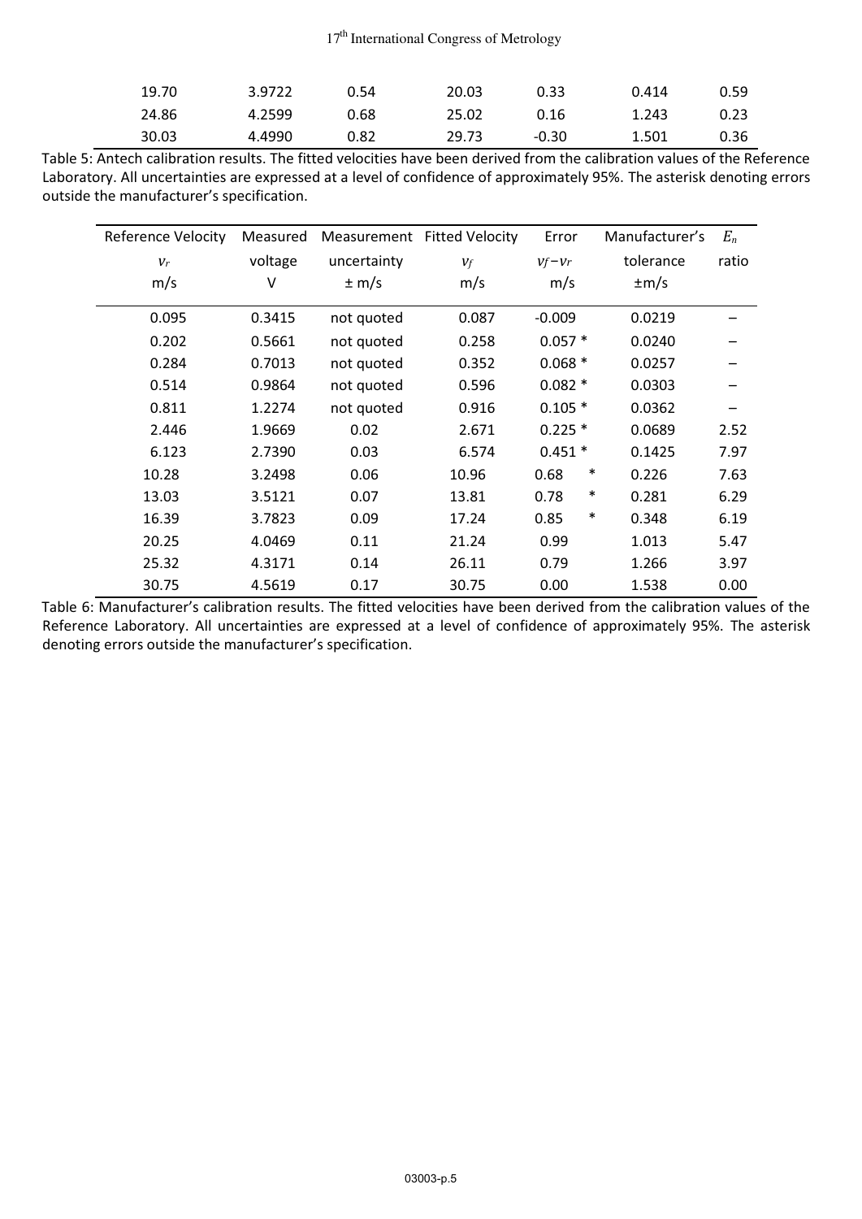| | | | | | | |
|---|---|---|---|---|---|---|
| 19.70 | 3.9722 | 0.54 | 20.03 | 0.33 | 0.414 | 0.59 |
| 24.86 | 4.2599 | 0.68 | 25.02 | 0.16 | 1.243 | 0.23 |
| 30.03 | 4.4990 | 0.82 | 29.73 | -0.30 | 1.501 | 0.36 |

Table 5: Antech calibration results. The fitted velocities have been derived from the calibration values of the Reference Laboratory. All uncertainties are expressed at a level of confidence of approximately 95%. The asterisk denoting errors outside the manufacturer's specification.

| Reference Velocity $v_r$ m/s | Measured voltage V | Measurement uncertainty ± m/s | Fitted Velocity $v_f$ m/s | Error $v_f - v_r$ m/s | Manufacturer's tolerance ±m/s | $E_n$ ratio |
|---|---|---|---|---|---|---|
| 0.095 | 0.3415 | not quoted | 0.087 | -0.009 | 0.0219 | – |
| 0.202 | 0.5661 | not quoted | 0.258 | 0.057 * | 0.0240 | – |
| 0.284 | 0.7013 | not quoted | 0.352 | 0.068 * | 0.0257 | – |
| 0.514 | 0.9864 | not quoted | 0.596 | 0.082 * | 0.0303 | – |
| 0.811 | 1.2274 | not quoted | 0.916 | 0.105 * | 0.0362 | – |
| 2.446 | 1.9669 | 0.02 | 2.671 | 0.225 * | 0.0689 | 2.52 |
| 6.123 | 2.7390 | 0.03 | 6.574 | 0.451 * | 0.1425 | 7.97 |
| 10.28 | 3.2498 | 0.06 | 10.96 | 0.68 * | 0.226 | 7.63 |
| 13.03 | 3.5121 | 0.07 | 13.81 | 0.78 * | 0.281 | 6.29 |
| 16.39 | 3.7823 | 0.09 | 17.24 | 0.85 * | 0.348 | 6.19 |
| 20.25 | 4.0469 | 0.11 | 21.24 | 0.99 | 1.013 | 5.47 |
| 25.32 | 4.3171 | 0.14 | 26.11 | 0.79 | 1.266 | 3.97 |
| 30.75 | 4.5619 | 0.17 | 30.75 | 0.00 | 1.538 | 0.00 |

Table 6: Manufacturer's calibration results. The fitted velocities have been derived from the calibration values of the Reference Laboratory. All uncertainties are expressed at a level of confidence of approximately 95%. The asterisk denoting errors outside the manufacturer's specification.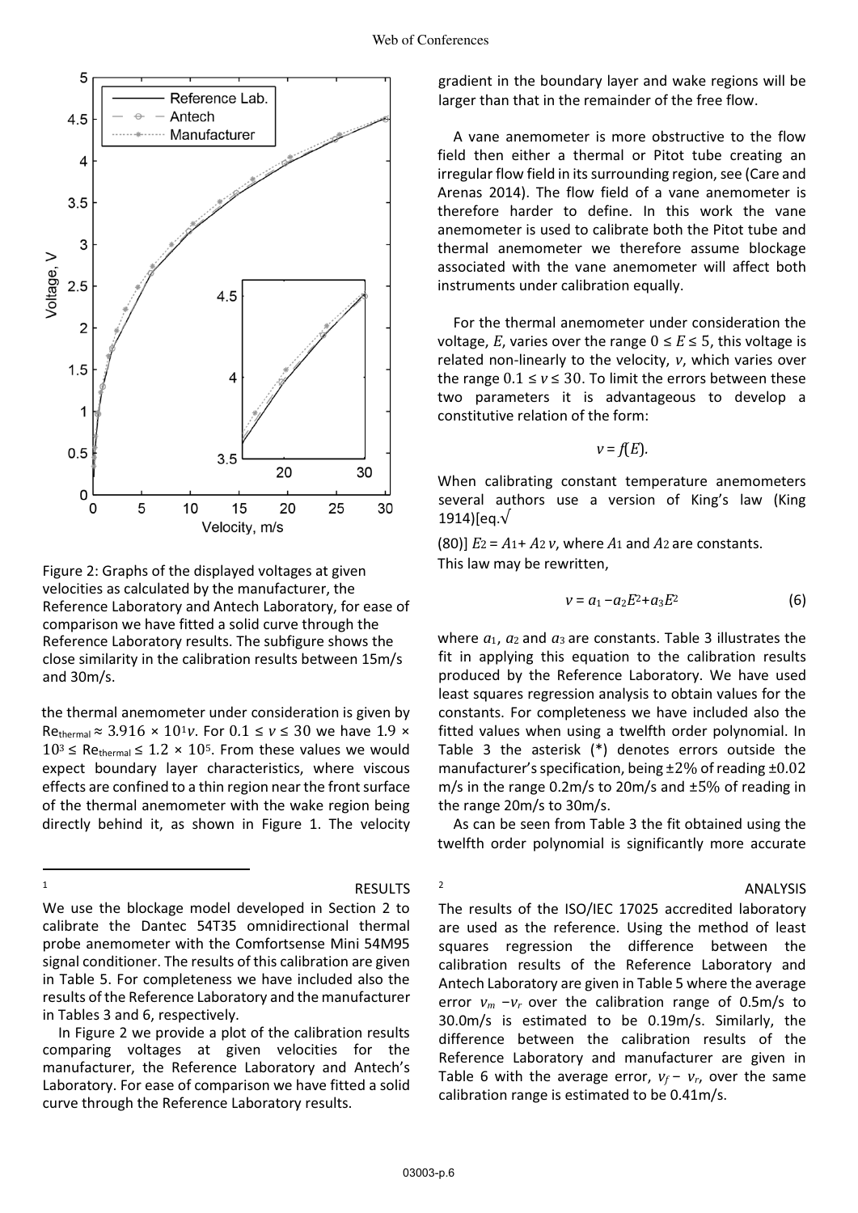Figure 2: Graphs of the displayed voltages at given velocities as calculated by the manufacturer, the Reference Laboratory and Antech Laboratory, for ease of comparison we have fitted a solid curve through the Reference Laboratory results. The subfigure shows the close similarity in the calibration results between 15m/s and 30m/s.

the thermal anemometer under consideration is given by $Re_{thermal} \approx 3.916 \times 10^1 v$. For $0.1 \le v \le 30$ we have $1.9 \times 10^3 \le Re_{thermal} \le 1.2 \times 10^5$. From these values we would expect boundary layer characteristics, where viscous effects are confined to a thin region near the front surface of the thermal anemometer with the wake region being directly behind it, as shown in Figure 1. The velocity gradient in the boundary layer and wake regions will be larger than that in the remainder of the free flow.

A vane anemometer is more obstructive to the flow field then either a thermal or Pitot tube creating an irregular flow field in its surrounding region, see (Care and Arenas 2014). The flow field of a vane anemometer is therefore harder to define. In this work the vane anemometer is used to calibrate both the Pitot tube and thermal anemometer we therefore assume blockage associated with the vane anemometer will affect both instruments under calibration equally.

For the thermal anemometer under consideration the voltage, $E$, varies over the range $0 \le E \le 5$, this voltage is related non-linearly to the velocity, $v$, which varies over the range $0.1 \le v \le 30$. To limit the errors between these two parameters it is advantageous to develop a constitutive relation of the form:

$$v = f(E).$$

When calibrating constant temperature anemometers several authors use a version of King's law (King 1914)[eq.√(80)] $E^2 = A_1 + A_2\, v$, where $A_1$ and $A_2$ are constants. This law may be rewritten,

$$v = a_1 - a_2 E^2 + a_3 E^2 \tag{6}$$

where $a_1$, $a_2$ and $a_3$ are constants. Table 3 illustrates the fit in applying this equation to the calibration results produced by the Reference Laboratory. We have used least squares regression analysis to obtain values for the constants. For completeness we have included also the fitted values when using a twelfth order polynomial. In Table 3 the asterisk (*) denotes errors outside the manufacturer's specification, being ±2% of reading ±0.02 m/s in the range 0.2m/s to 20m/s and ±5% of reading in the range 20m/s to 30m/s.

As can be seen from Table 3 the fit obtained using the twelfth order polynomial is significantly more accurate

## 1 RESULTS

We use the blockage model developed in Section 2 to calibrate the Dantec 54T35 omnidirectional thermal probe anemometer with the Comfortsense Mini 54M95 signal conditioner. The results of this calibration are given in Table 5. For completeness we have included also the results of the Reference Laboratory and the manufacturer in Tables 3 and 6, respectively.

In Figure 2 we provide a plot of the calibration results comparing voltages at given velocities for the manufacturer, the Reference Laboratory and Antech's Laboratory. For ease of comparison we have fitted a solid curve through the Reference Laboratory results.

## 2 ANALYSIS

The results of the ISO/IEC 17025 accredited laboratory are used as the reference. Using the method of least squares regression the difference between the calibration results of the Reference Laboratory and Antech Laboratory are given in Table 5 where the average error $v_m - v_r$ over the calibration range of 0.5m/s to 30.0m/s is estimated to be 0.19m/s. Similarly, the difference between the calibration results of the Reference Laboratory and manufacturer are given in Table 6 with the average error, $v_f - v_r$, over the same calibration range is estimated to be 0.41m/s.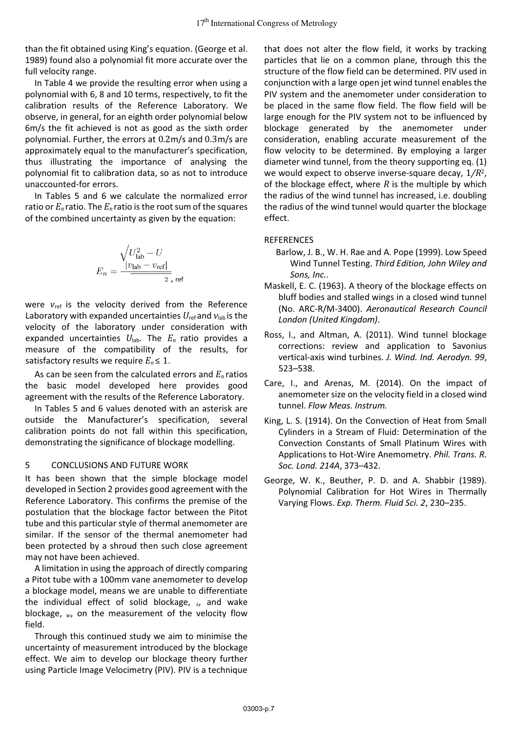than the fit obtained using King's equation. (George et al. 1989) found also a polynomial fit more accurate over the full velocity range.

In Table 4 we provide the resulting error when using a polynomial with 6, 8 and 10 terms, respectively, to fit the calibration results of the Reference Laboratory. We observe, in general, for an eighth order polynomial below 6m/s the fit achieved is not as good as the sixth order polynomial. Further, the errors at 0.2m/s and 0.3m/s are approximately equal to the manufacturer's specification, thus illustrating the importance of analysing the polynomial fit to calibration data, so as not to introduce unaccounted-for errors.

In Tables 5 and 6 we calculate the normalized error ratio or $E_n$ ratio. The $E_n$ ratio is the root sum of the squares of the combined uncertainty as given by the equation:

$$E_n = \frac{|v_{\text{lab}} - v_{\text{ref}}|}{\sqrt{U_{\text{lab}}^2 - U_{\text{ref}}^2}}$$

were $v_{\text{ref}}$ is the velocity derived from the Reference Laboratory with expanded uncertainties $U_{\text{ref}}$ and $v_{\text{lab}}$ is the velocity of the laboratory under consideration with expanded uncertainties $U_{\text{lab}}$. The $E_n$ ratio provides a measure of the compatibility of the results, for satisfactory results we require $E_n \leq 1$.

As can be seen from the calculated errors and $E_n$ ratios the basic model developed here provides good agreement with the results of the Reference Laboratory.

In Tables 5 and 6 values denoted with an asterisk are outside the Manufacturer's specification, several calibration points do not fall within this specification, demonstrating the significance of blockage modelling.

## 5 CONCLUSIONS AND FUTURE WORK

It has been shown that the simple blockage model developed in Section 2 provides good agreement with the Reference Laboratory. This confirms the premise of the postulation that the blockage factor between the Pitot tube and this particular style of thermal anemometer are similar. If the sensor of the thermal anemometer had been protected by a shroud then such close agreement may not have been achieved.

A limitation in using the approach of directly comparing a Pitot tube with a 100mm vane anemometer to develop a blockage model, means we are unable to differentiate the individual effect of solid blockage, $_s$, and wake blockage, $_w$, on the measurement of the velocity flow field.

Through this continued study we aim to minimise the uncertainty of measurement introduced by the blockage effect. We aim to develop our blockage theory further using Particle Image Velocimetry (PIV). PIV is a technique that does not alter the flow field, it works by tracking particles that lie on a common plane, through this the structure of the flow field can be determined. PIV used in conjunction with a large open jet wind tunnel enables the PIV system and the anemometer under consideration to be placed in the same flow field. The flow field will be large enough for the PIV system not to be influenced by blockage generated by the anemometer under consideration, enabling accurate measurement of the flow velocity to be determined. By employing a larger diameter wind tunnel, from the theory supporting eq. (1) we would expect to observe inverse-square decay, $1/R^2$, of the blockage effect, where $R$ is the multiple by which the radius of the wind tunnel has increased, i.e. doubling the radius of the wind tunnel would quarter the blockage effect.

## REFERENCES

Barlow, J. B., W. H. Rae and A. Pope (1999). Low Speed Wind Tunnel Testing. *Third Edition, John Wiley and Sons, Inc.*.

Maskell, E. C. (1963). A theory of the blockage effects on bluff bodies and stalled wings in a closed wind tunnel (No. ARC-R/M-3400). *Aeronautical Research Council London (United Kingdom)*.

Ross, I., and Altman, A. (2011). Wind tunnel blockage corrections: review and application to Savonius vertical-axis wind turbines. *J. Wind. Ind. Aerodyn. 99*, 523–538.

Care, I., and Arenas, M. (2014). On the impact of anemometer size on the velocity field in a closed wind tunnel. *Flow Meas. Instrum.*

King, L. S. (1914). On the Convection of Heat from Small Cylinders in a Stream of Fluid: Determination of the Convection Constants of Small Platinum Wires with Applications to Hot-Wire Anemometry. *Phil. Trans. R. Soc. Lond. 214A*, 373–432.

George, W. K., Beuther, P. D. and A. Shabbir (1989). Polynomial Calibration for Hot Wires in Thermally Varying Flows. *Exp. Therm. Fluid Sci. 2*, 230–235.